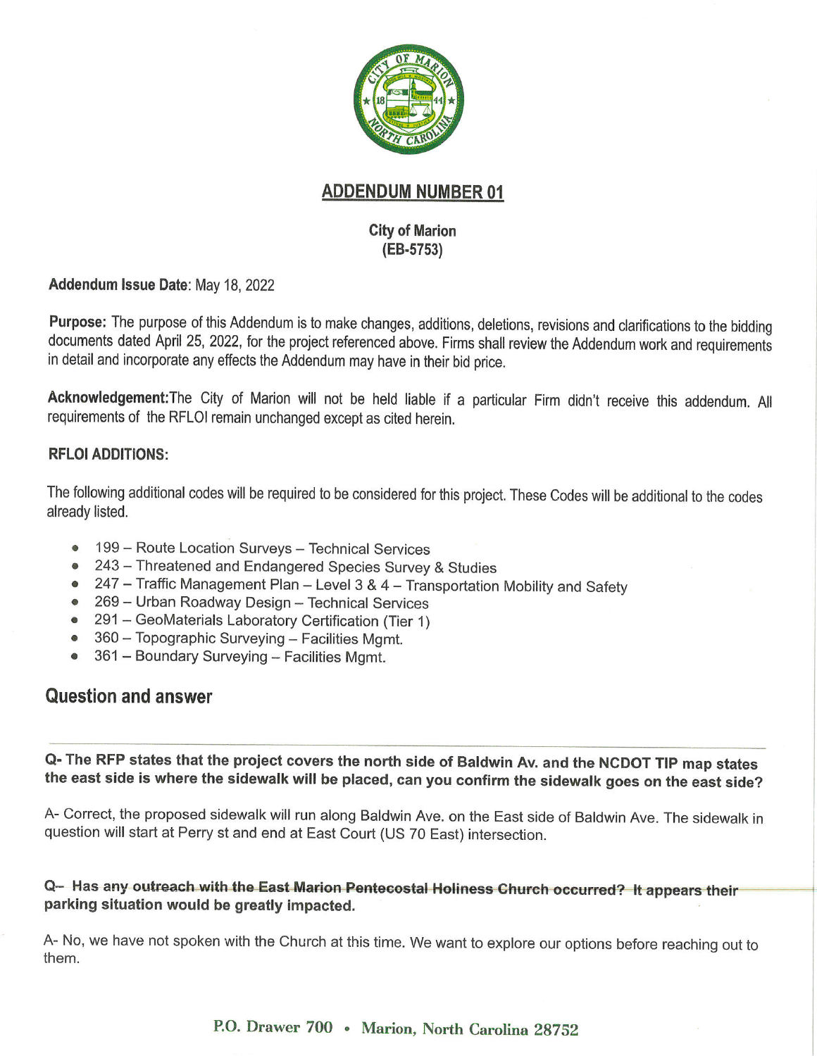## ADDENDUM NUMBER 01

**City of Marion**
**(EB-5753)**

**Addendum Issue Date**: May 18, 2022

**Purpose:** The purpose of this Addendum is to make changes, additions, deletions, revisions and clarifications to the bidding documents dated April 25, 2022, for the project referenced above. Firms shall review the Addendum work and requirements in detail and incorporate any effects the Addendum may have in their bid price.

**Acknowledgement:**The City of Marion will not be held liable if a particular Firm didn't receive this addendum. All requirements of the RFLOI remain unchanged except as cited herein.

**RFLOI ADDITIONS:**

The following additional codes will be required to be considered for this project. These Codes will be additional to the codes already listed.

- 199 – Route Location Surveys – Technical Services
- 243 – Threatened and Endangered Species Survey & Studies
- 247 – Traffic Management Plan – Level 3 & 4 – Transportation Mobility and Safety
- 269 – Urban Roadway Design – Technical Services
- 291 – GeoMaterials Laboratory Certification (Tier 1)
- 360 – Topographic Surveying – Facilities Mgmt.
- 361 – Boundary Surveying – Facilities Mgmt.

## Question and answer

**Q- The RFP states that the project covers the north side of Baldwin Av. and the NCDOT TIP map states the east side is where the sidewalk will be placed, can you confirm the sidewalk goes on the east side?**

A- Correct, the proposed sidewalk will run along Baldwin Ave. on the East side of Baldwin Ave. The sidewalk in question will start at Perry st and end at East Court (US 70 East) intersection.

**Q– Has any outreach with the East Marion Pentecostal Holiness Church occurred? It appears their parking situation would be greatly impacted.**

A- No, we have not spoken with the Church at this time. We want to explore our options before reaching out to them.

P.O. Drawer 700 • Marion, North Carolina 28752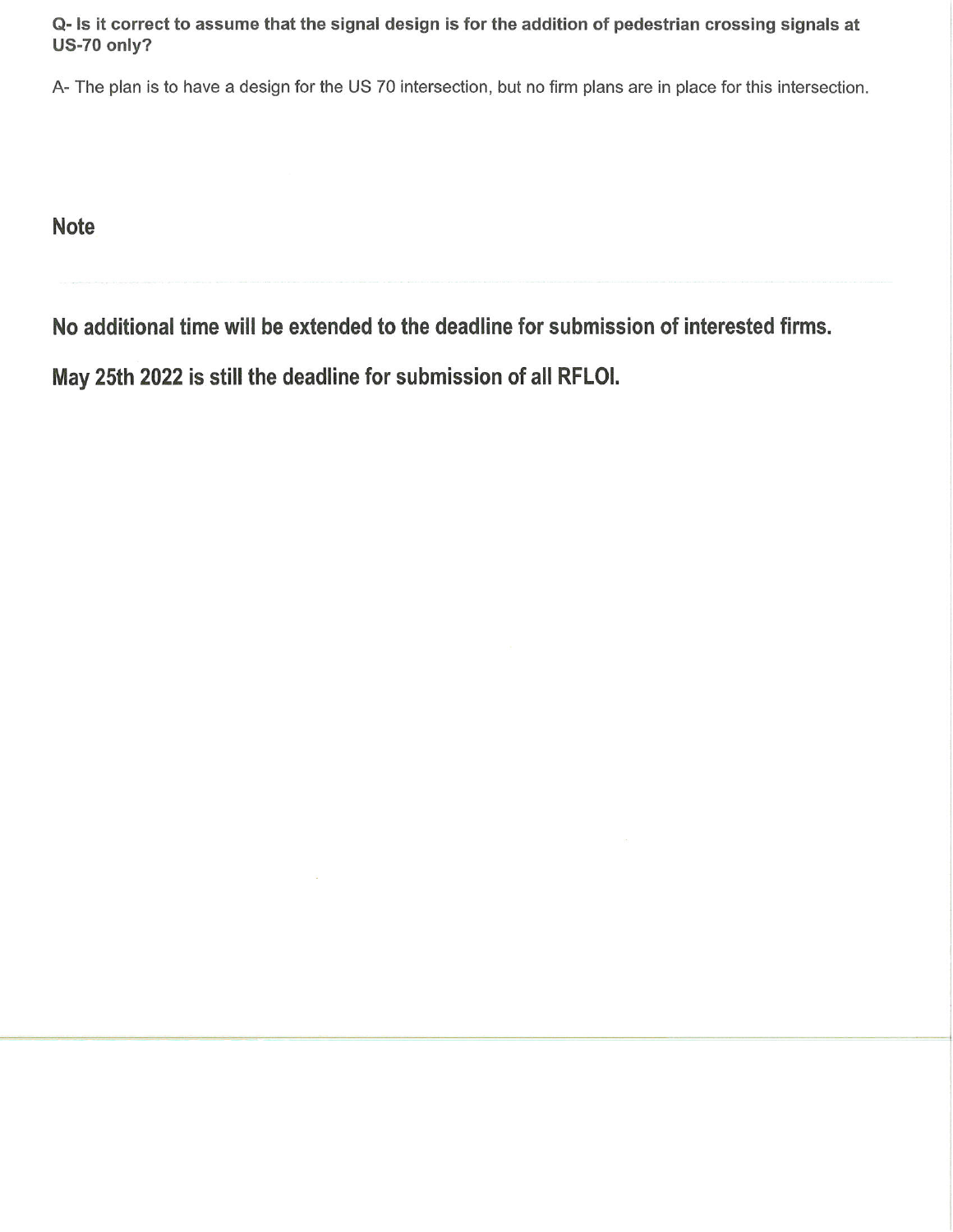**Q- Is it correct to assume that the signal design is for the addition of pedestrian crossing signals at US-70 only?**

A- The plan is to have a design for the US 70 intersection, but no firm plans are in place for this intersection.

## Note

---

## No additional time will be extended to the deadline for submission of interested firms.

## May 25th 2022 is still the deadline for submission of all RFLOI.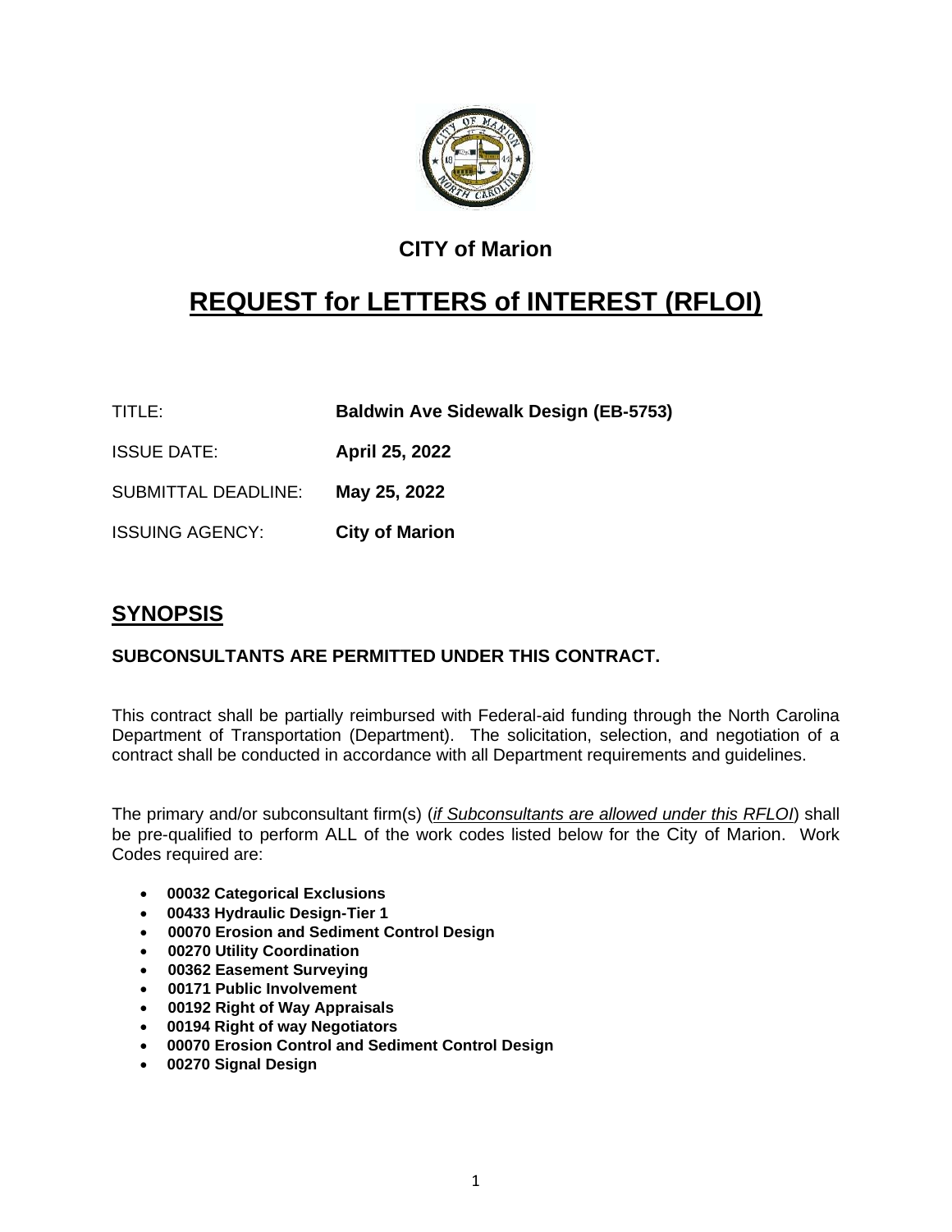## CITY of Marion

# REQUEST for LETTERS of INTEREST (RFLOI)

| | |
|---|---|
| TITLE: | **Baldwin Ave Sidewalk Design (EB-5753)** |
| ISSUE DATE: | **April 25, 2022** |
| SUBMITTAL DEADLINE: | **May 25, 2022** |
| ISSUING AGENCY: | **City of Marion** |

## SYNOPSIS

**SUBCONSULTANTS ARE PERMITTED UNDER THIS CONTRACT.**

This contract shall be partially reimbursed with Federal-aid funding through the North Carolina Department of Transportation (Department). The solicitation, selection, and negotiation of a contract shall be conducted in accordance with all Department requirements and guidelines.

The primary and/or subconsultant firm(s) (*if Subconsultants are allowed under this RFLOI*) shall be pre-qualified to perform ALL of the work codes listed below for the City of Marion. Work Codes required are:

- **00032 Categorical Exclusions**
- **00433 Hydraulic Design-Tier 1**
- **00070 Erosion and Sediment Control Design**
- **00270 Utility Coordination**
- **00362 Easement Surveying**
- **00171 Public Involvement**
- **00192 Right of Way Appraisals**
- **00194 Right of way Negotiators**
- **00070 Erosion Control and Sediment Control Design**
- **00270 Signal Design**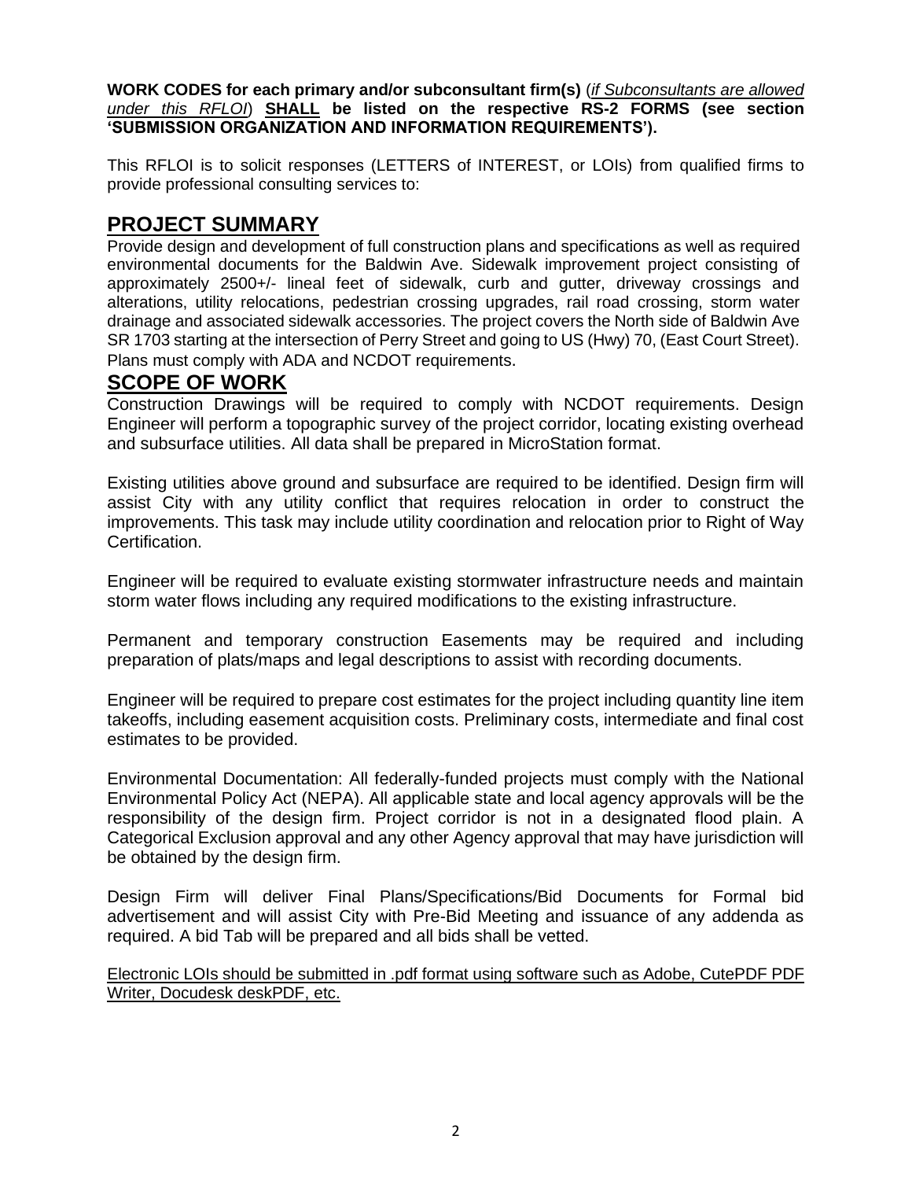**WORK CODES for each primary and/or subconsultant firm(s)** (*if Subconsultants are allowed under this RFLOI*) **SHALL be listed on the respective RS-2 FORMS (see section 'SUBMISSION ORGANIZATION AND INFORMATION REQUIREMENTS').**

This RFLOI is to solicit responses (LETTERS of INTEREST, or LOIs) from qualified firms to provide professional consulting services to:

## PROJECT SUMMARY

Provide design and development of full construction plans and specifications as well as required environmental documents for the Baldwin Ave. Sidewalk improvement project consisting of approximately 2500+/- lineal feet of sidewalk, curb and gutter, driveway crossings and alterations, utility relocations, pedestrian crossing upgrades, rail road crossing, storm water drainage and associated sidewalk accessories. The project covers the North side of Baldwin Ave SR 1703 starting at the intersection of Perry Street and going to US (Hwy) 70, (East Court Street). Plans must comply with ADA and NCDOT requirements.

## SCOPE OF WORK

Construction Drawings will be required to comply with NCDOT requirements. Design Engineer will perform a topographic survey of the project corridor, locating existing overhead and subsurface utilities. All data shall be prepared in MicroStation format.

Existing utilities above ground and subsurface are required to be identified. Design firm will assist City with any utility conflict that requires relocation in order to construct the improvements. This task may include utility coordination and relocation prior to Right of Way Certification.

Engineer will be required to evaluate existing stormwater infrastructure needs and maintain storm water flows including any required modifications to the existing infrastructure.

Permanent and temporary construction Easements may be required and including preparation of plats/maps and legal descriptions to assist with recording documents.

Engineer will be required to prepare cost estimates for the project including quantity line item takeoffs, including easement acquisition costs. Preliminary costs, intermediate and final cost estimates to be provided.

Environmental Documentation: All federally-funded projects must comply with the National Environmental Policy Act (NEPA). All applicable state and local agency approvals will be the responsibility of the design firm. Project corridor is not in a designated flood plain. A Categorical Exclusion approval and any other Agency approval that may have jurisdiction will be obtained by the design firm.

Design Firm will deliver Final Plans/Specifications/Bid Documents for Formal bid advertisement and will assist City with Pre-Bid Meeting and issuance of any addenda as required. A bid Tab will be prepared and all bids shall be vetted.

Electronic LOIs should be submitted in .pdf format using software such as Adobe, CutePDF PDF Writer, Docudesk deskPDF, etc.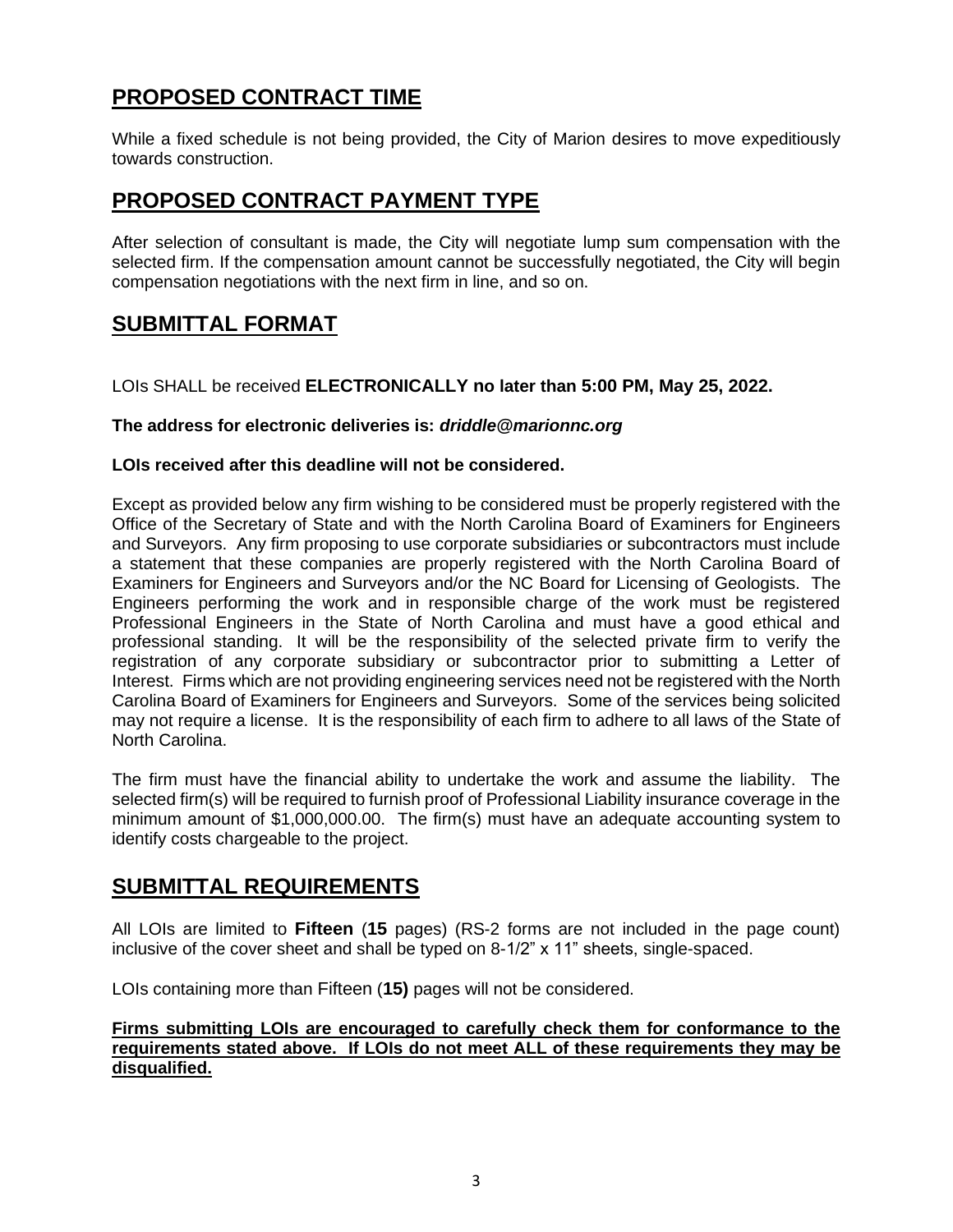## PROPOSED CONTRACT TIME

While a fixed schedule is not being provided, the City of Marion desires to move expeditiously towards construction.

## PROPOSED CONTRACT PAYMENT TYPE

After selection of consultant is made, the City will negotiate lump sum compensation with the selected firm. If the compensation amount cannot be successfully negotiated, the City will begin compensation negotiations with the next firm in line, and so on.

## SUBMITTAL FORMAT

LOIs SHALL be received **ELECTRONICALLY no later than 5:00 PM, May 25, 2022.**

**The address for electronic deliveries is: *driddle@marionnc.org***

**LOIs received after this deadline will not be considered.**

Except as provided below any firm wishing to be considered must be properly registered with the Office of the Secretary of State and with the North Carolina Board of Examiners for Engineers and Surveyors. Any firm proposing to use corporate subsidiaries or subcontractors must include a statement that these companies are properly registered with the North Carolina Board of Examiners for Engineers and Surveyors and/or the NC Board for Licensing of Geologists. The Engineers performing the work and in responsible charge of the work must be registered Professional Engineers in the State of North Carolina and must have a good ethical and professional standing. It will be the responsibility of the selected private firm to verify the registration of any corporate subsidiary or subcontractor prior to submitting a Letter of Interest. Firms which are not providing engineering services need not be registered with the North Carolina Board of Examiners for Engineers and Surveyors. Some of the services being solicited may not require a license. It is the responsibility of each firm to adhere to all laws of the State of North Carolina.

The firm must have the financial ability to undertake the work and assume the liability. The selected firm(s) will be required to furnish proof of Professional Liability insurance coverage in the minimum amount of $1,000,000.00. The firm(s) must have an adequate accounting system to identify costs chargeable to the project.

## SUBMITTAL REQUIREMENTS

All LOIs are limited to **Fifteen** (**15** pages) (RS-2 forms are not included in the page count) inclusive of the cover sheet and shall be typed on 8-1/2" x 11" sheets, single-spaced.

LOIs containing more than Fifteen (**15)** pages will not be considered.

**Firms submitting LOIs are encouraged to carefully check them for conformance to the requirements stated above. If LOIs do not meet ALL of these requirements they may be disqualified.**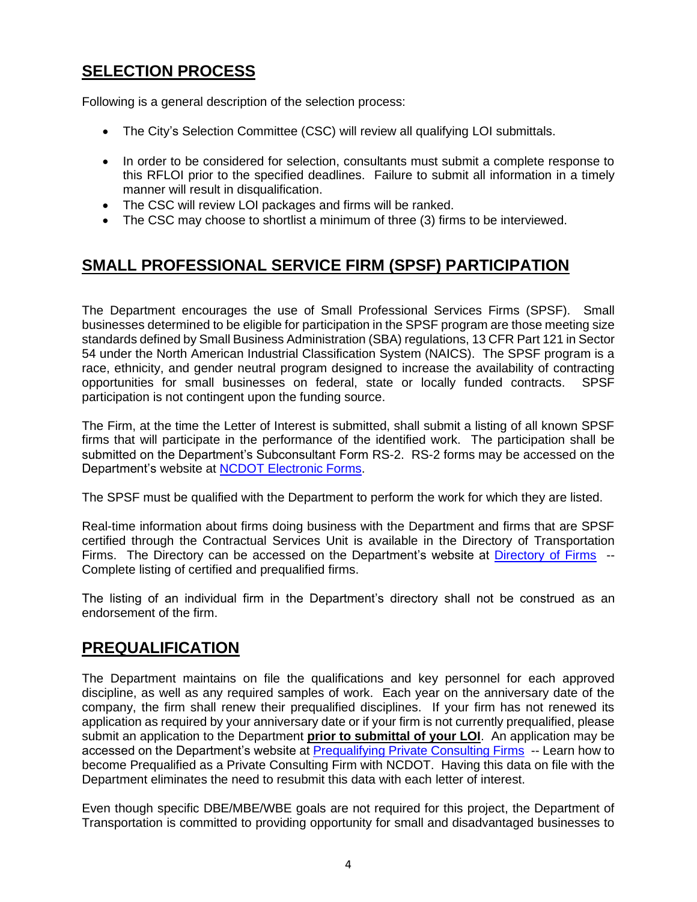## SELECTION PROCESS

Following is a general description of the selection process:

- The City's Selection Committee (CSC) will review all qualifying LOI submittals.
- In order to be considered for selection, consultants must submit a complete response to this RFLOI prior to the specified deadlines. Failure to submit all information in a timely manner will result in disqualification.
- The CSC will review LOI packages and firms will be ranked.
- The CSC may choose to shortlist a minimum of three (3) firms to be interviewed.

## SMALL PROFESSIONAL SERVICE FIRM (SPSF) PARTICIPATION

The Department encourages the use of Small Professional Services Firms (SPSF). Small businesses determined to be eligible for participation in the SPSF program are those meeting size standards defined by Small Business Administration (SBA) regulations, 13 CFR Part 121 in Sector 54 under the North American Industrial Classification System (NAICS). The SPSF program is a race, ethnicity, and gender neutral program designed to increase the availability of contracting opportunities for small businesses on federal, state or locally funded contracts. SPSF participation is not contingent upon the funding source.

The Firm, at the time the Letter of Interest is submitted, shall submit a listing of all known SPSF firms that will participate in the performance of the identified work. The participation shall be submitted on the Department's Subconsultant Form RS-2. RS-2 forms may be accessed on the Department's website at NCDOT Electronic Forms.

The SPSF must be qualified with the Department to perform the work for which they are listed.

Real-time information about firms doing business with the Department and firms that are SPSF certified through the Contractual Services Unit is available in the Directory of Transportation Firms. The Directory can be accessed on the Department's website at Directory of Firms -- Complete listing of certified and prequalified firms.

The listing of an individual firm in the Department's directory shall not be construed as an endorsement of the firm.

## PREQUALIFICATION

The Department maintains on file the qualifications and key personnel for each approved discipline, as well as any required samples of work. Each year on the anniversary date of the company, the firm shall renew their prequalified disciplines. If your firm has not renewed its application as required by your anniversary date or if your firm is not currently prequalified, please submit an application to the Department **prior to submittal of your LOI**. An application may be accessed on the Department's website at Prequalifying Private Consulting Firms -- Learn how to become Prequalified as a Private Consulting Firm with NCDOT. Having this data on file with the Department eliminates the need to resubmit this data with each letter of interest.

Even though specific DBE/MBE/WBE goals are not required for this project, the Department of Transportation is committed to providing opportunity for small and disadvantaged businesses to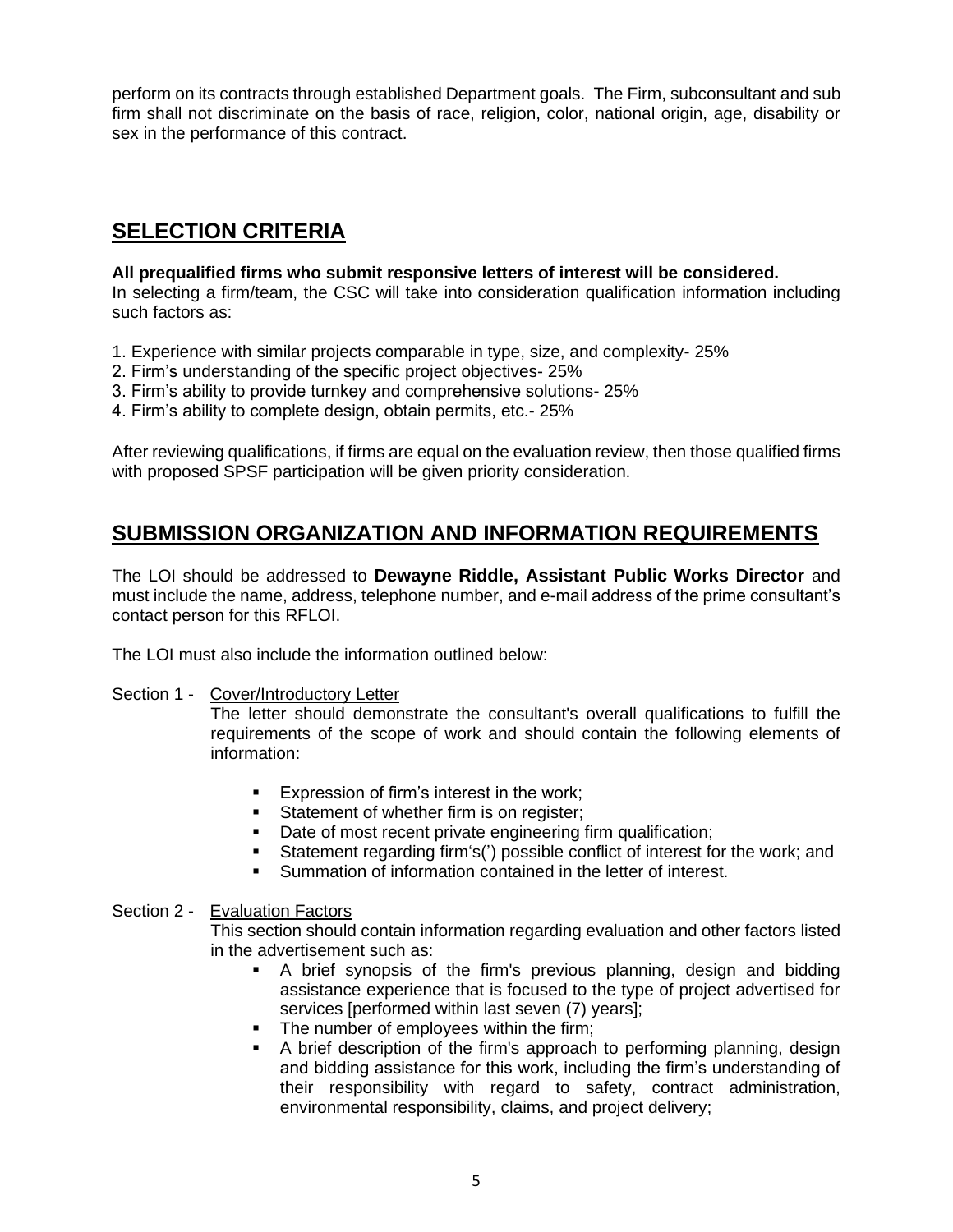perform on its contracts through established Department goals. The Firm, subconsultant and sub firm shall not discriminate on the basis of race, religion, color, national origin, age, disability or sex in the performance of this contract.

## SELECTION CRITERIA

**All prequalified firms who submit responsive letters of interest will be considered.**
In selecting a firm/team, the CSC will take into consideration qualification information including such factors as:

1. Experience with similar projects comparable in type, size, and complexity- 25%
2. Firm's understanding of the specific project objectives- 25%
3. Firm's ability to provide turnkey and comprehensive solutions- 25%
4. Firm's ability to complete design, obtain permits, etc.- 25%

After reviewing qualifications, if firms are equal on the evaluation review, then those qualified firms with proposed SPSF participation will be given priority consideration.

## SUBMISSION ORGANIZATION AND INFORMATION REQUIREMENTS

The LOI should be addressed to **Dewayne Riddle, Assistant Public Works Director** and must include the name, address, telephone number, and e-mail address of the prime consultant's contact person for this RFLOI.

The LOI must also include the information outlined below:

Section 1 - Cover/Introductory Letter

The letter should demonstrate the consultant's overall qualifications to fulfill the requirements of the scope of work and should contain the following elements of information:

- Expression of firm's interest in the work;
- Statement of whether firm is on register;
- Date of most recent private engineering firm qualification;
- Statement regarding firm's(') possible conflict of interest for the work; and
- Summation of information contained in the letter of interest.

Section 2 - Evaluation Factors

This section should contain information regarding evaluation and other factors listed in the advertisement such as:

- A brief synopsis of the firm's previous planning, design and bidding assistance experience that is focused to the type of project advertised for services [performed within last seven (7) years];
- The number of employees within the firm;
- A brief description of the firm's approach to performing planning, design and bidding assistance for this work, including the firm's understanding of their responsibility with regard to safety, contract administration, environmental responsibility, claims, and project delivery;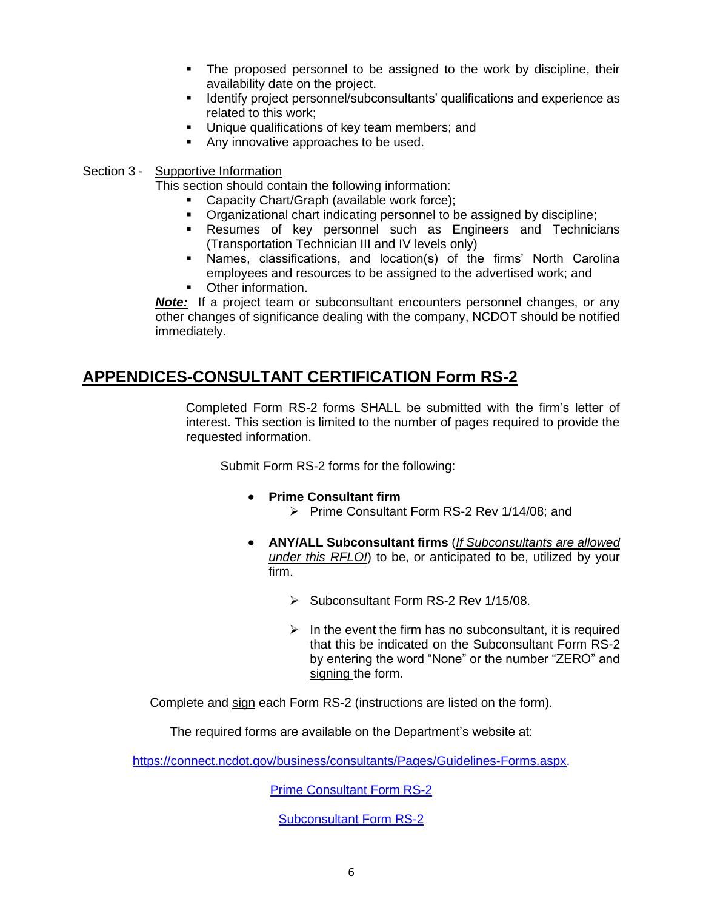- The proposed personnel to be assigned to the work by discipline, their availability date on the project.
- Identify project personnel/subconsultants' qualifications and experience as related to this work;
- Unique qualifications of key team members; and
- Any innovative approaches to be used.

Section 3 - Supportive Information

This section should contain the following information:

- Capacity Chart/Graph (available work force);
- Organizational chart indicating personnel to be assigned by discipline;
- Resumes of key personnel such as Engineers and Technicians (Transportation Technician III and IV levels only)
- Names, classifications, and location(s) of the firms' North Carolina employees and resources to be assigned to the advertised work; and
- Other information.

***Note:*** If a project team or subconsultant encounters personnel changes, or any other changes of significance dealing with the company, NCDOT should be notified immediately.

## APPENDICES-CONSULTANT CERTIFICATION Form RS-2

Completed Form RS-2 forms SHALL be submitted with the firm's letter of interest. This section is limited to the number of pages required to provide the requested information.

Submit Form RS-2 forms for the following:

- **Prime Consultant firm**
  - Prime Consultant Form RS-2 Rev 1/14/08; and
- **ANY/ALL Subconsultant firms** (*If Subconsultants are allowed under this RFLOI*) to be, or anticipated to be, utilized by your firm.
  - Subconsultant Form RS-2 Rev 1/15/08.
  - In the event the firm has no subconsultant, it is required that this be indicated on the Subconsultant Form RS-2 by entering the word "None" or the number "ZERO" and signing the form.

Complete and sign each Form RS-2 (instructions are listed on the form).

The required forms are available on the Department's website at:

https://connect.ncdot.gov/business/consultants/Pages/Guidelines-Forms.aspx.

Prime Consultant Form RS-2

Subconsultant Form RS-2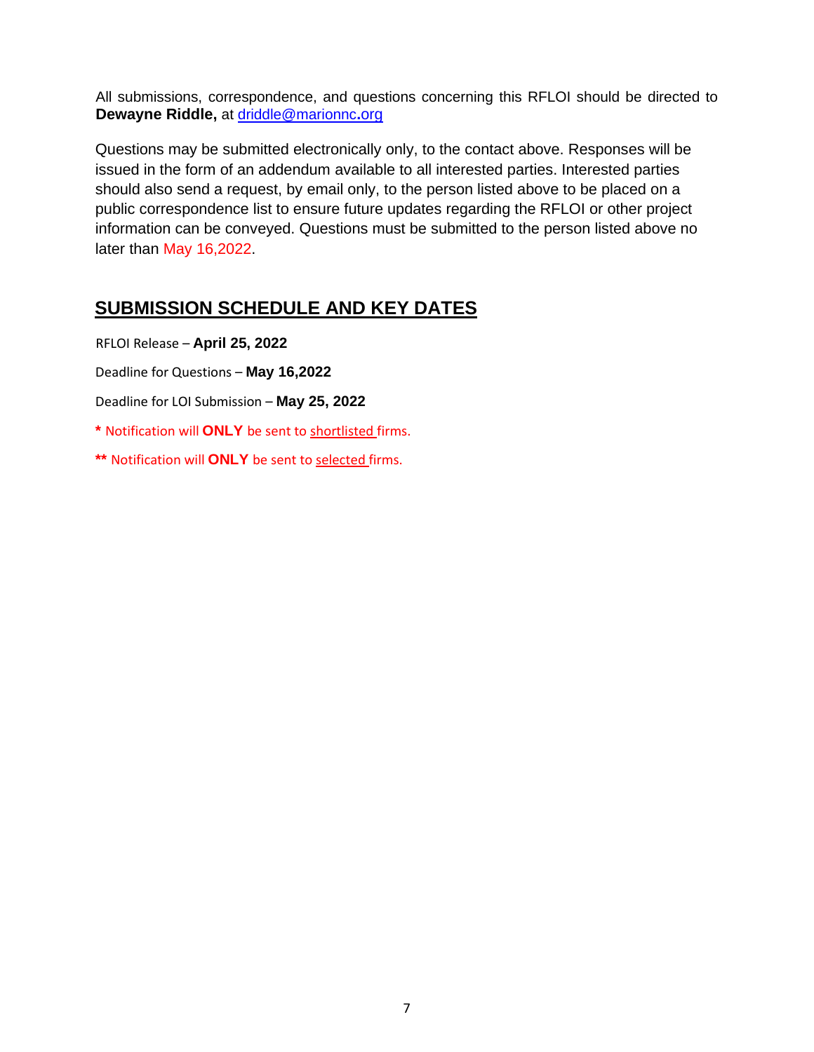All submissions, correspondence, and questions concerning this RFLOI should be directed to **Dewayne Riddle,** at driddle@marionnc.org

Questions may be submitted electronically only, to the contact above. Responses will be issued in the form of an addendum available to all interested parties. Interested parties should also send a request, by email only, to the person listed above to be placed on a public correspondence list to ensure future updates regarding the RFLOI or other project information can be conveyed. Questions must be submitted to the person listed above no later than May 16,2022.

## SUBMISSION SCHEDULE AND KEY DATES

RFLOI Release – **April 25, 2022**

Deadline for Questions – **May 16,2022**

Deadline for LOI Submission – **May 25, 2022**

**\*** Notification will **ONLY** be sent to shortlisted firms.

**\*\*** Notification will **ONLY** be sent to selected firms.